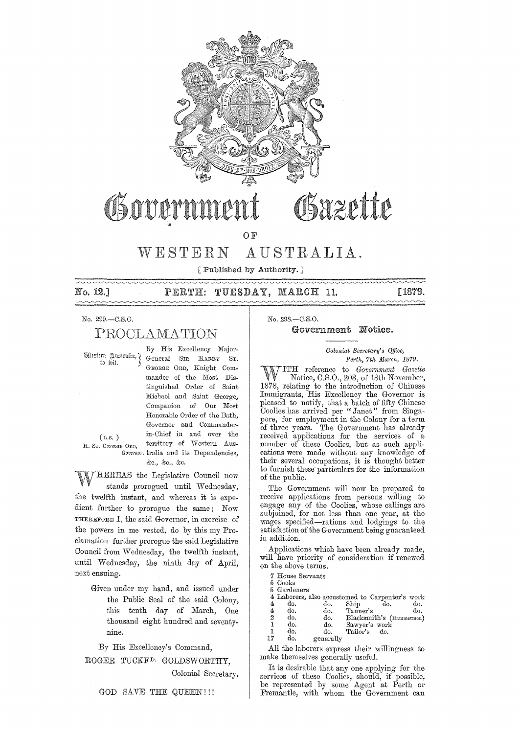# Government Gazette

OF

# WESTERN AUSTRALIA.

[ Published by Authority. ]

**No. 12.] PERTH: TUESDAY, MARCH 11. [1879.**

No. 299.—C.S.O.

## PROCLAMATION

Western Australia, to wit.

(L.S.)
H. ST. GEORGE ORD,
*Governor.*

By His Excellency Major-General SIR HARRY ST. GEORGE ORD, Knight Commander of the Most Distinguished Order of Saint Michael and Saint George, Companion of Our Most Honorable Order of the Bath, Governor and Commander-in-Chief in and over the territory of Western Australia and its Dependencies, &c., &c., &c.

WHEREAS the Legislative Council now stands prorogued until Wednesday, the twelfth instant, and whereas it is expedient further to prorogue the same; Now THEREFORE I, the said Governor, in exercise of the powers in me vested, do by this my Proclamation further prorogue the said Legislative Council from Wednesday, the twelfth instant, until Wednesday, the ninth day of April, next ensuing.

Given under my hand, and issued under the Public Seal of the said Colony, this tenth day of March, One thousand eight hundred and seventy-nine.

By His Excellency's Command,

ROGER TUCKFD. GOLDSWORTHY,
Colonial Secretary.

GOD SAVE THE QUEEN!!!

No. 298.—C.S.O.

### Government Notice.

*Colonial Secretary's Office,*
*Perth, 7th March, 1879.*

WITH reference to *Government Gazette* Notice, C.S.O., 203, of 18th November, 1878, relating to the introduction of Chinese Immigrants, His Excellency the Governor is pleased to notify, that a batch of fifty Chinese Coolies has arrived per "Janet" from Singapore, for employment in the Colony for a term of three years. The Government has already received applications for the services of a number of these Coolies, but as such applications were made without any knowledge of their several occupations, it is thought better to furnish these particulars for the information of the public.

The Government will now be prepared to receive applications from persons willing to engage any of the Coolies, whose callings are subjoined, for not less than one year, at the wages specified—rations and lodgings to the satisfaction of the Government being guaranteed in addition.

Applications which have been already made, will have priority of consideration if renewed on the above terms.

7 House Servants
5 Cooks
5 Gardeners
4 Laborers, also accustomed to Carpenter's work
4 do. do. Ship do. do.
4 do. do. Tanner's do.
2 do. do. Blacksmith's (Hammermen)
1 do. do. Sawyer's work
1 do. do. Tailor's do.
17 do. generally

All the laborers express their willingness to make themselves generally useful.

It is desirable that any one applying for the services of these Coolies, should, if possible, be represented by some Agent at Perth or Fremantle, with whom the Government can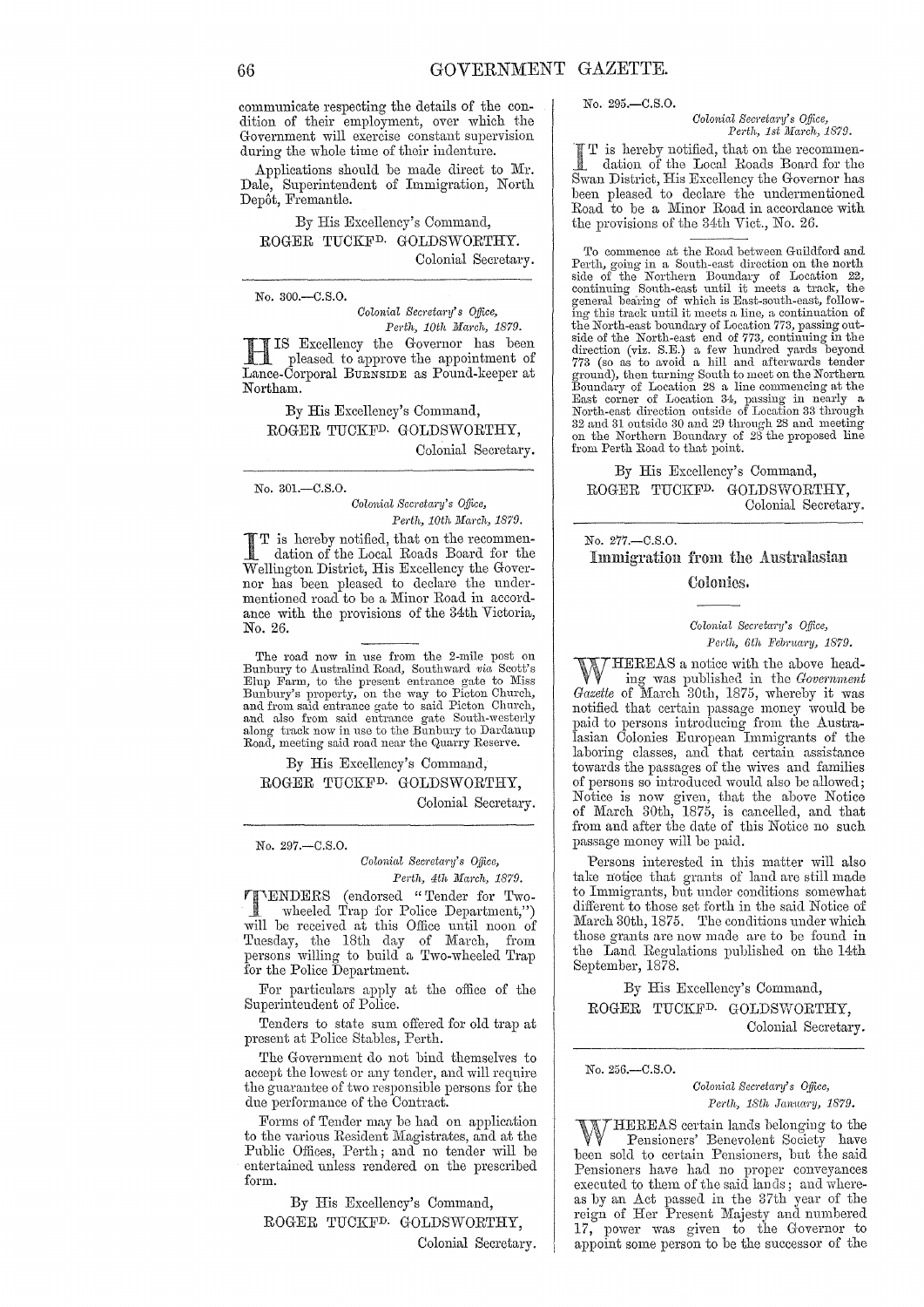communicate respecting the details of the condition of their employment, over which the Government will exercise constant supervision during the whole time of their indenture.

Applications should be made direct to Mr. Dale, Superintendent of Immigration, North Depôt, Fremantle.

By His Excellency's Command,
ROGER TUCKFD. GOLDSWORTHY.
Colonial Secretary.

---

No. 300.—C.S.O.

*Colonial Secretary's Office,*
*Perth, 10th March, 1879.*

HIS Excellency the Governor has been pleased to approve the appointment of Lance-Corporal BURNSIDE as Pound-keeper at Northam.

By His Excellency's Command,
ROGER TUCKFD. GOLDSWORTHY,
Colonial Secretary.

---

No. 301.—C.S.O.

*Colonial Secretary's Office,*
*Perth, 10th March, 1879.*

IT is hereby notified, that on the recommendation of the Local Roads Board for the Wellington District, His Excellency the Governor has been pleased to declare the undermentioned road to be a Minor Road in accordance with the provisions of the 34th Victoria, No. 26.

The road now in use from the 2-mile post on Bunbury to Australind Road, Southward *via* Scott's Elup Farm, to the present entrance gate to Miss Bunbury's property, on the way to Picton Church, and from said entrance gate to said Picton Church, and also from said entrance gate South-westerly along track now in use to the Bunbury to Dardanup Road, meeting said road near the Quarry Reserve.

By His Excellency's Command,
ROGER TUCKFD. GOLDSWORTHY,
Colonial Secretary.

---

No. 297.—C.S.O.

*Colonial Secretary's Office,*
*Perth, 4th March, 1879.*

TENDERS (endorsed "Tender for Two-wheeled Trap for Police Department,") will be received at this Office until noon of Tuesday, the 18th day of March, from persons willing to build a Two-wheeled Trap for the Police Department.

For particulars apply at the office of the Superintendent of Police.

Tenders to state sum offered for old trap at present at Police Stables, Perth.

The Government do not bind themselves to accept the lowest or any tender, and will require the guarantee of two responsible persons for the due performance of the Contract.

Forms of Tender may be had on application to the various Resident Magistrates, and at the Public Offices, Perth; and no tender will be entertained unless rendered on the prescribed form.

By His Excellency's Command,
ROGER TUCKFD. GOLDSWORTHY,
Colonial Secretary.

---

No. 295.—C.S.O.

*Colonial Secretary's Office,*
*Perth, 1st March, 1879.*

IT is hereby notified, that on the recommendation of the Local Roads Board for the Swan District, His Excellency the Governor has been pleased to declare the undermentioned Road to be a Minor Road in accordance with the provisions of the 34th Vict., No. 26.

To commence at the Road between Guildford and Perth, going in a South-east direction on the north side of the Northern Boundary of Location 22, continuing South-east until it meets a track, the general bearing of which is East-south-east, following this track until it meets a line, a continuation of the North-east boundary of Location 773, passing outside of the North-east end of 773, continuing in the direction (viz. S.E.) a few hundred yards beyond 773 (so as to avoid a hill and afterwards tender ground), then turning South to meet on the Northern Boundary of Location 28 a line commencing at the East corner of Location 34, passing in nearly a North-east direction outside of Location 33 through 32 and 31 outside 30 and 29 through 28 and meeting on the Northern Boundary of 28 the proposed line from Perth Road to that point.

By His Excellency's Command,
ROGER TUCKFD. GOLDSWORTHY,
Colonial Secretary.

---

No. 277.—C.S.O.

## Immigration from the Australasian Colonies.

*Colonial Secretary's Office,*
*Perth, 6th February, 1879.*

WHEREAS a notice with the above heading was published in the *Government Gazette* of March 30th, 1875, whereby it was notified that certain passage money would be paid to persons introducing from the Australasian Colonies European Immigrants of the laboring classes, and that certain assistance towards the passages of the wives and families of persons so introduced would also be allowed; Notice is now given, that the above Notice of March 30th, 1875, is cancelled, and that from and after the date of this Notice no such passage money will be paid.

Persons interested in this matter will also take notice that grants of land are still made to Immigrants, but under conditions somewhat different to those set forth in the said Notice of March 30th, 1875. The conditions under which those grants are now made are to be found in the Land Regulations published on the 14th September, 1878.

By His Excellency's Command,
ROGER TUCKFD. GOLDSWORTHY,
Colonial Secretary.

---

No. 256.—C.S.O.

*Colonial Secretary's Office,*
*Perth, 18th January, 1879.*

WHEREAS certain lands belonging to the Pensioners' Benevolent Society have been sold to certain Pensioners, but the said Pensioners have had no proper conveyances executed to them of the said lands; and whereas by an Act passed in the 37th year of the reign of Her Present Majesty and numbered 17, power was given to the Governor to appoint some person to be the successor of the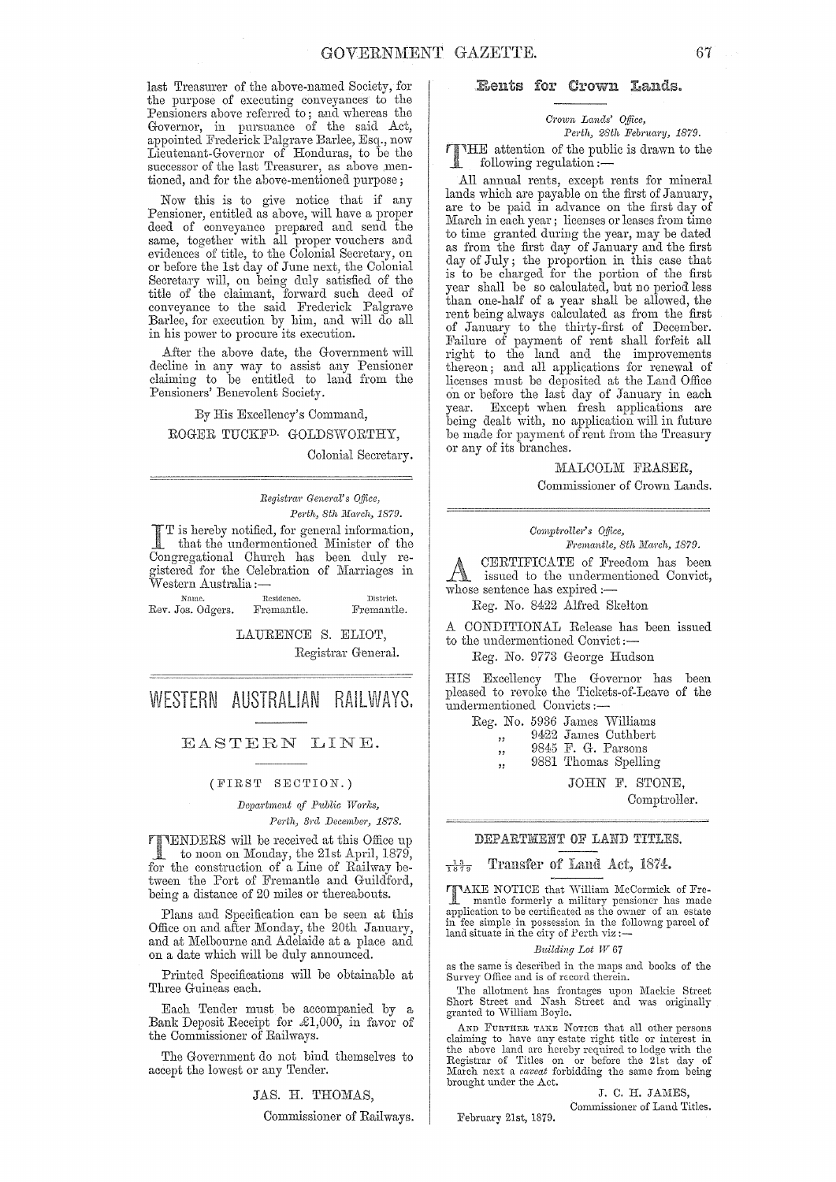last Treasurer of the above-named Society, for the purpose of executing conveyances to the Pensioners above referred to; and whereas the Governor, in pursuance of the said Act, appointed Frederick Palgrave Barlee, Esq., now Lieutenant-Governor of Honduras, to be the successor of the last Treasurer, as above mentioned, and for the above-mentioned purpose;

Now this is to give notice that if any Pensioner, entitled as above, will have a proper deed of conveyance prepared and send the same, together with all proper vouchers and evidences of title, to the Colonial Secretary, on or before the 1st day of June next, the Colonial Secretary will, on being duly satisfied of the title of the claimant, forward such deed of conveyance to the said Frederick Palgrave Barlee, for execution by him, and will do all in his power to procure its execution.

After the above date, the Government will decline in any way to assist any Pensioner claiming to be entitled to land from the Pensioners' Benevolent Society.

By His Excellency's Command,

ROGER TUCKFD. GOLDSWORTHY,

Colonial Secretary.

---

*Registrar General's Office,*
*Perth, 8th March, 1879.*

IT is hereby notified, for general information, that the undermentioned Minister of the Congregational Church has been duly registered for the Celebration of Marriages in Western Australia:—

| Name. | Residence. | District. |
|---|---|---|
| Rev. Jos. Odgers. | Fremantle. | Fremantle. |

LAURENCE S. ELIOT,

Registrar General.

---

# WESTERN AUSTRALIAN RAILWAYS.

## EASTERN LINE.

### (FIRST SECTION.)

*Department of Public Works,*
*Perth, 3rd December, 1878.*

TENDERS will be received at this Office up to noon on Monday, the 21st April, 1879, for the construction of a Line of Railway between the Port of Fremantle and Guildford, being a distance of 20 miles or thereabouts.

Plans and Specification can be seen at this Office on and after Monday, the 20th January, and at Melbourne and Adelaide at a place and on a date which will be duly announced.

Printed Specifications will be obtainable at Three Guineas each.

Each Tender must be accompanied by a Bank Deposit Receipt for £1,000, in favor of the Commissioner of Railways.

The Government do not bind themselves to accept the lowest or any Tender.

JAS. H. THOMAS,

Commissioner of Railways.

---

## Rents for Crown Lands.

*Crown Lands' Office,*
*Perth, 28th February, 1879.*

THE attention of the public is drawn to the following regulation:—

All annual rents, except rents for mineral lands which are payable on the first of January, are to be paid in advance on the first day of March in each year; licenses or leases from time to time granted during the year, may be dated as from the first day of January and the first day of July; the proportion in this case that is to be charged for the portion of the first year shall be so calculated, but no period less than one-half of a year shall be allowed, the rent being always calculated as from the first of January to the thirty-first of December. Failure of payment of rent shall forfeit all right to the land and the improvements thereon; and all applications for renewal of licenses must be deposited at the Land Office on or before the last day of January in each year. Except when fresh applications are being dealt with, no application will in future be made for payment of rent from the Treasury or any of its branches.

MALCOLM FRASER,

Commissioner of Crown Lands.

---

*Comptroller's Office,*
*Fremantle, 8th March, 1879.*

A CERTIFICATE of Freedom has been issued to the undermentioned Convict, whose sentence has expired:—

Reg. No. 8422 Alfred Skelton

A CONDITIONAL Release has been issued to the undermentioned Convict:—

Reg. No. 9773 George Hudson

HIS Excellency The Governor has been pleased to revoke the Tickets-of-Leave of the undermentioned Convicts:—

Reg. No. 5936 James Williams
,, 9422 James Cuthbert
,, 9845 F. G. Parsons
,, 9881 Thomas Spelling

JOHN F. STONE,

Comptroller.

---

## DEPARTMENT OF LAND TITLES.

### 13/1879 Transfer of Land Act, 1874.

TAKE NOTICE that William McCormick of Fremantle formerly a military pensioner has made application to be certificated as the owner of an estate in fee simple in possession in the following parcel of land situate in the city of Perth viz:—

*Building Lot W 67*

as the same is described in the maps and books of the Survey Office and is of record therein.

The allotment has frontages upon Mackie Street Short Street and Nash Street and was originally granted to William Boyle.

AND FURTHER TAKE NOTICE that all other persons claiming to have any estate right title or interest in the above land are hereby required to lodge with the Registrar of Titles on or before the 21st day of March next a *caveat* forbidding the same from being brought under the Act.

J. C. H. JAMES,

Commissioner of Land Titles.

February 21st, 1879.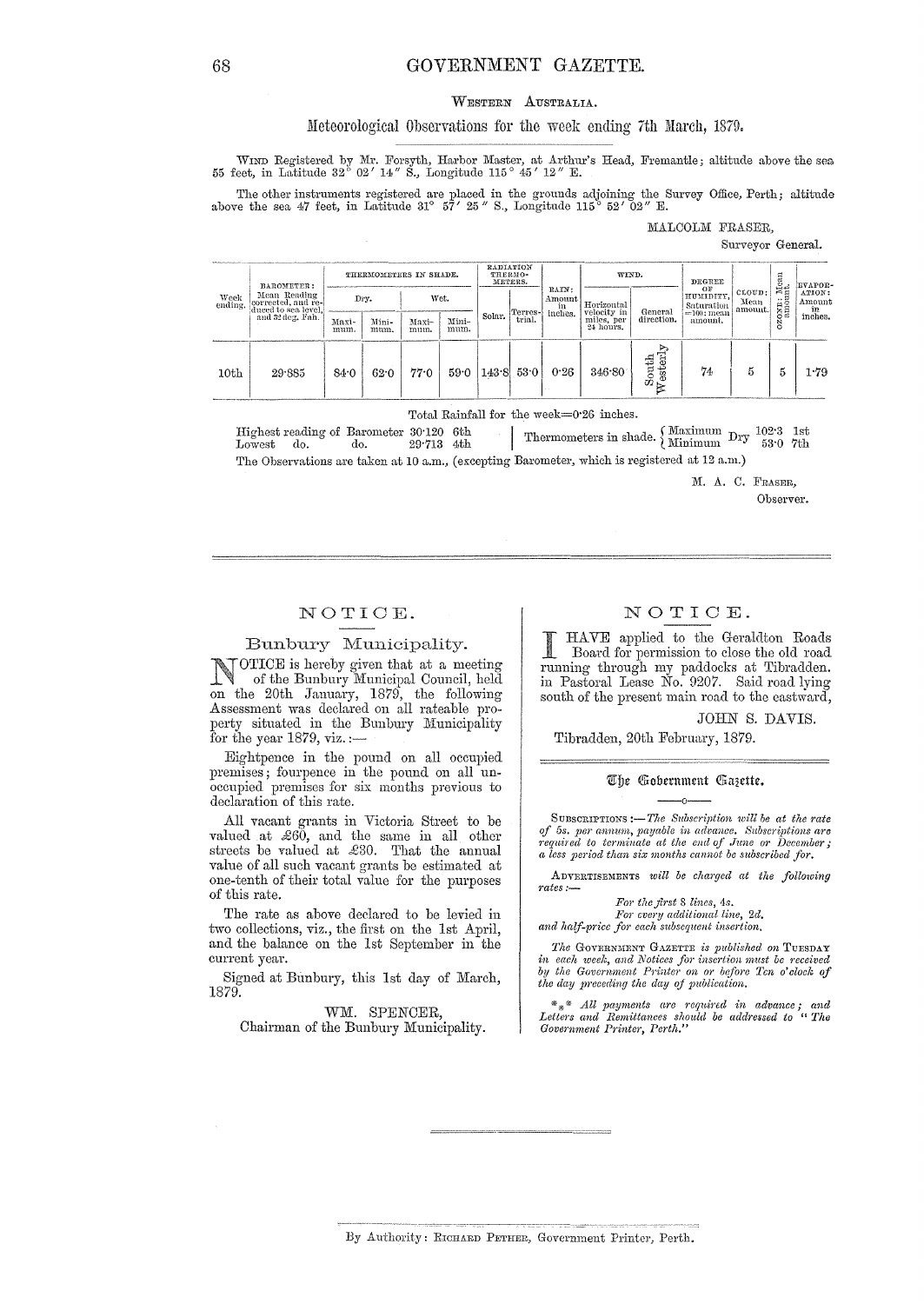WESTERN AUSTRALIA.

## Meteorological Observations for the week ending 7th March, 1879.

WIND Registered by Mr. Forsyth, Harbor Master, at Arthur's Head, Fremantle; altitude above the sea 55 feet, in Latitude 32° 02′ 14″ S., Longitude 115° 45′ 12″ E.

The other instruments registered are placed in the grounds adjoining the Survey Office, Perth; altitude above the sea 47 feet, in Latitude 31° 57′ 25″ S., Longitude 115° 52′ 02″ E.

MALCOLM FRASER,
Surveyor General.

| Week ending. | BAROMETER: Mean Reading corrected, and reduced to sea level, and 32 deg. Fah. | THERMOMETERS IN SHADE. | | | | RADIATION THERMOMETERS. | | RAIN: Amount in inches. | WIND. | | DEGREE OF HUMIDITY, Saturation =100: mean amount. | CLOUD: Mean amount. | OZONE: Mean amount. | EVAPORATION: Amount in inches. |
|---|---|---|---|---|---|---|---|---|---|---|---|---|---|---|
| | | Dry. | | Wet. | | | | | | | | | | |
| | | Maximum. | Minimum. | Maximum. | Minimum. | Solar. | Terrestrial. | | Horizontal velocity in miles, per 24 hours. | General direction. | | | | |
| 10th | 29·885 | 84·0 | 62·0 | 77·0 | 59·0 | 143·8 | 53·0 | 0·26 | 346·80 | South Westerly | 74 | 5 | 5 | 1·79 |

Total Rainfall for the week=0·26 inches.

Highest reading of Barometer 30·120 6th
Lowest do. do. 29·713 4th

Thermometers in shade. { Maximum Dry 102·3 1st; Minimum Dry 53·0 7th }

The Observations are taken at 10 a.m., (excepting Barometer, which is registered at 12 a.m.)

M. A. C. FRASER,
Observer.

---

## NOTICE.

### Bunbury Municipality.

NOTICE is hereby given that at a meeting of the Bunbury Municipal Council, held on the 20th January, 1879, the following Assessment was declared on all rateable property situated in the Bunbury Municipality for the year 1879, viz.:—

Eightpence in the pound on all occupied premises; fourpence in the pound on all unoccupied premises for six months previous to declaration of this rate.

All vacant grants in Victoria Street to be valued at £60, and the same in all other streets be valued at £30. That the annual value of all such vacant grants be estimated at one-tenth of their total value for the purposes of this rate.

The rate as above declared to be levied in two collections, viz., the first on the 1st April, and the balance on the 1st September in the current year.

Signed at Bunbury, this 1st day of March, 1879.

WM. SPENCER,
Chairman of the Bunbury Municipality.

## NOTICE.

I HAVE applied to the Geraldton Roads Board for permission to close the old road running through my paddocks at Tibradden. in Pastoral Lease No. 9207. Said road lying south of the present main road to the eastward,

JOHN S. DAVIS.

Tibradden, 20th February, 1879.

---

### The Government Gazette.

SUBSCRIPTIONS:—*The Subscription will be at the rate of 5s. per annum, payable in advance. Subscriptions are required to terminate at the end of June or December; a less period than six months cannot be subscribed for.*

ADVERTISEMENTS *will be charged at the following rates:—*

*For the first 8 lines, 4s.*
*For every additional line, 2d.*
*and half-price for each subsequent insertion.*

*The* GOVERNMENT GAZETTE *is published on* TUESDAY *in each week, and Notices for insertion must be received by the Government Printer on or before Ten o'clock of the day preceding the day of publication.*

*\*\*\* All payments are required in advance; and Letters and Remittances should be addressed to "The Government Printer, Perth."*

---

By Authority: RICHARD PETHER, Government Printer, Perth.